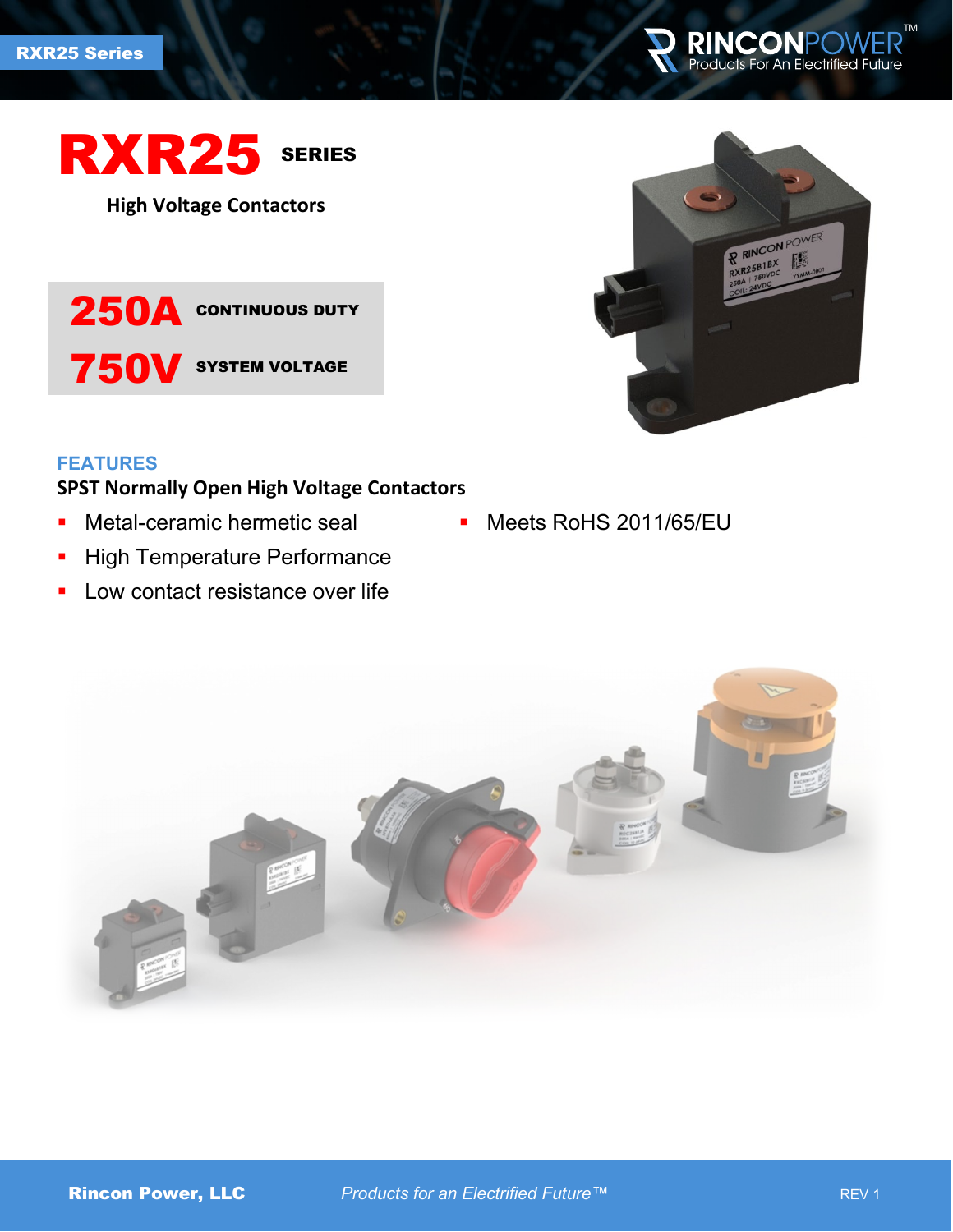# RXR25 SERIES

## High Voltage Contactors

**250A** CONTINUOUS DUTY

**750V** SYSTEM VOLTAGE

## FEATURES

**SPST Normally Open High Voltage Contactors**

- Metal-ceramic hermetic seal
- High Temperature Performance
- Low contact resistance over life
- Meets RoHS 2011/65/EU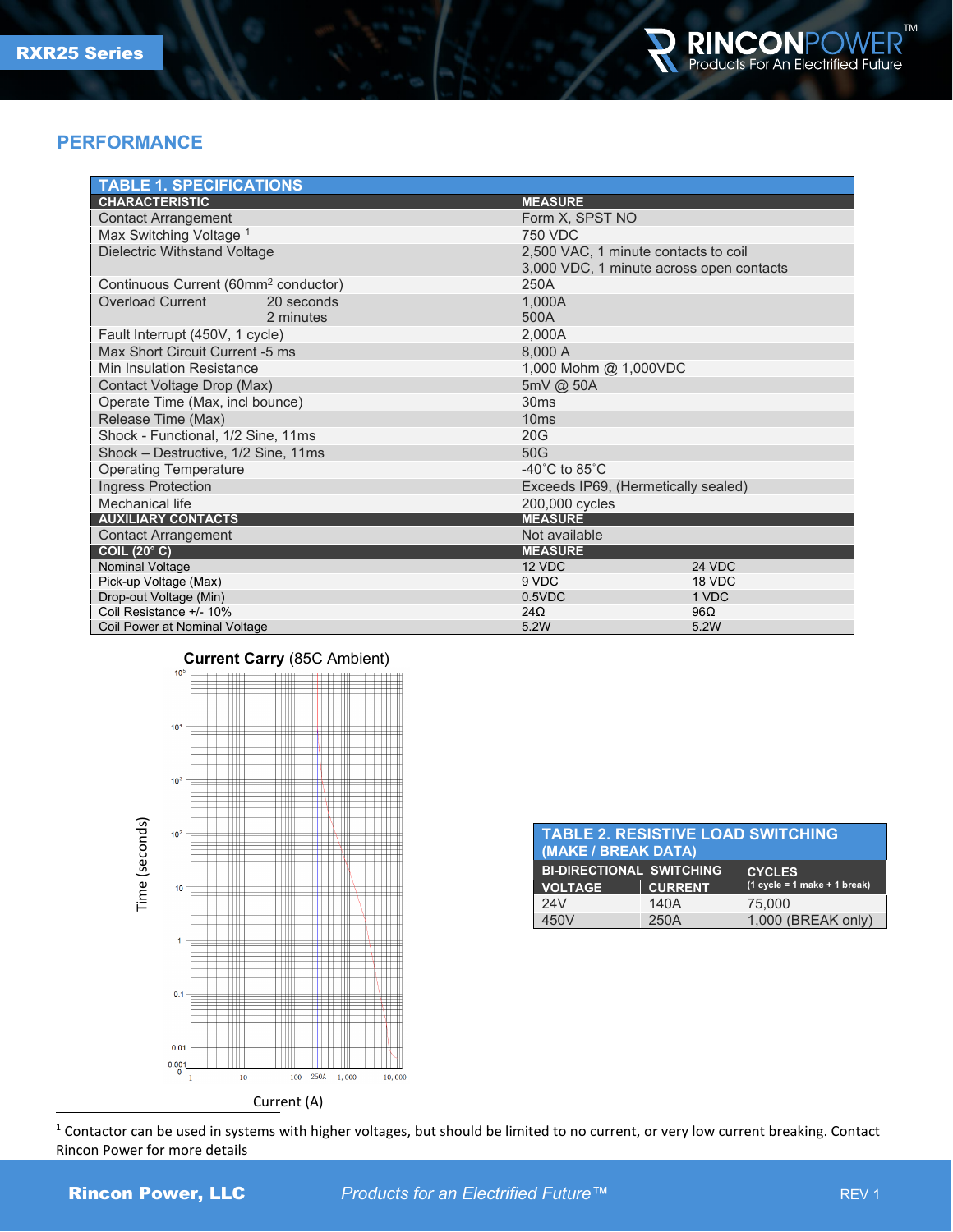## PERFORMANCE

| TABLE 1. SPECIFICATIONS | | |
|---|---|---|
| **CHARACTERISTIC** | **MEASURE** | |
| Contact Arrangement | Form X, SPST NO | |
| Max Switching Voltage [1] | 750 VDC | |
| Dielectric Withstand Voltage | 2,500 VAC, 1 minute contacts to coil<br>3,000 VDC, 1 minute across open contacts | |
| Continuous Current (60mm$^2$ conductor) | 250A | |
| Overload Current 20 seconds<br>2 minutes | 1,000A<br>500A | |
| Fault Interrupt (450V, 1 cycle) | 2,000A | |
| Max Short Circuit Current -5 ms | 8,000 A | |
| Min Insulation Resistance | 1,000 Mohm @ 1,000VDC | |
| Contact Voltage Drop (Max) | 5mV @ 50A | |
| Operate Time (Max, incl bounce) | 30ms | |
| Release Time (Max) | 10ms | |
| Shock - Functional, 1/2 Sine, 11ms | 20G | |
| Shock – Destructive, 1/2 Sine, 11ms | 50G | |
| Operating Temperature | -40˚C to 85˚C | |
| Ingress Protection | Exceeds IP69, (Hermetically sealed) | |
| Mechanical life | 200,000 cycles | |
| **AUXILIARY CONTACTS** | **MEASURE** | |
| Contact Arrangement | Not available | |
| **COIL (20° C)** | **MEASURE** | |
| Nominal Voltage | 12 VDC | 24 VDC |
| Pick-up Voltage (Max) | 9 VDC | 18 VDC |
| Drop-out Voltage (Min) | 0.5VDC | 1 VDC |
| Coil Resistance +/- 10% | 24Ω | 96Ω |
| Coil Power at Nominal Voltage | 5.2W | 5.2W |

**Current Carry** (85C Ambient)

| TABLE 2. RESISTIVE LOAD SWITCHING (MAKE / BREAK DATA) | | |
|---|---|---|
| **BI-DIRECTIONAL VOLTAGE** | **SWITCHING CURRENT** | **CYCLES** (1 cycle = 1 make + 1 break) |
| 24V | 140A | 75,000 |
| 450V | 250A | 1,000 (BREAK only) |

[1] Contactor can be used in systems with higher voltages, but should be limited to no current, or very low current breaking. Contact Rincon Power for more details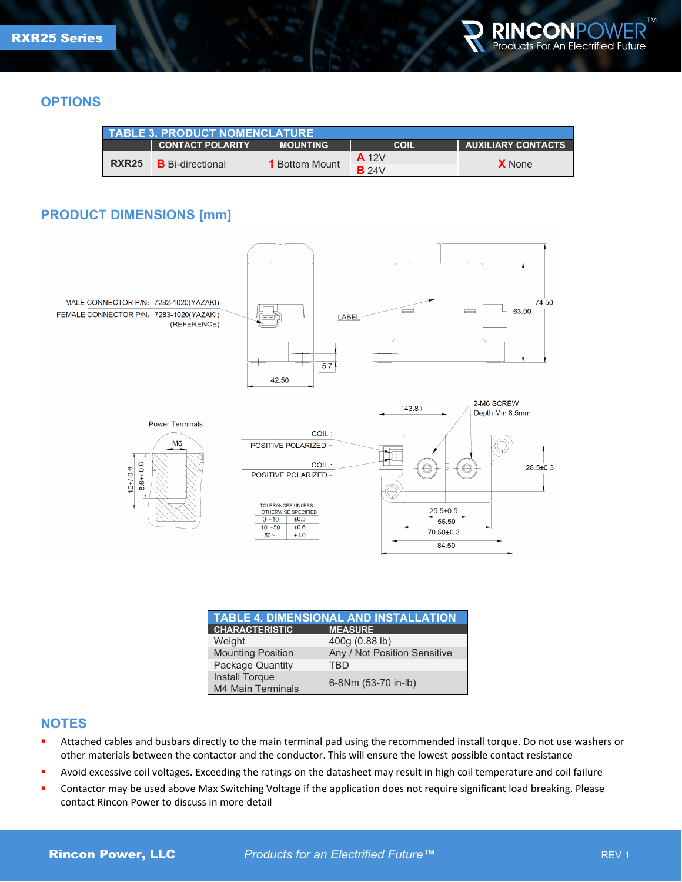## OPTIONS

**TABLE 3. PRODUCT NOMENCLATURE**

| | CONTACT POLARITY | MOUNTING | COIL | AUXILIARY CONTACTS |
|---|---|---|---|---|
| RXR25 | B Bi-directional | 1 Bottom Mount | A 12V<br>B 24V | X None |

## PRODUCT DIMENSIONS [mm]

MALE CONNECTOR P/N: 7282-1020(YAZAKI)
FEMALE CONNECTOR P/N: 7283-1020(YAZAKI)
(REFERENCE)

LABEL

5.7

42.50

63.00

74.50

Power Terminals

M6

10+/-0.6

8.6+/-0.6

COIL : POSITIVE POLARIZED +

COIL : POSITIVE POLARIZED -

(43.8)

2-M6 SCREW
Depth Min 8.5mm

28.5±0.3

25.5±0.5

56.50

70.50±0.3

84.50

| TOLERANCES UNLESS OTHERWISE SPECIFIED | |
|---|---|
| 0～10 | ±0.3 |
| 10～50 | ±0.6 |
| 50～ | ±1.0 |

**TABLE 4. DIMENSIONAL AND INSTALLATION**

| CHARACTERISTIC | MEASURE |
|---|---|
| Weight | 400g (0.88 lb) |
| Mounting Position | Any / Not Position Sensitive |
| Package Quantity | TBD |
| Install Torque<br>M4 Main Terminals | 6-8Nm (53-70 in-lb) |

## NOTES

- Attached cables and busbars directly to the main terminal pad using the recommended install torque. Do not use washers or other materials between the contactor and the conductor. This will ensure the lowest possible contact resistance
- Avoid excessive coil voltages. Exceeding the ratings on the datasheet may result in high coil temperature and coil failure
- Contactor may be used above Max Switching Voltage if the application does not require significant load breaking. Please contact Rincon Power to discuss in more detail